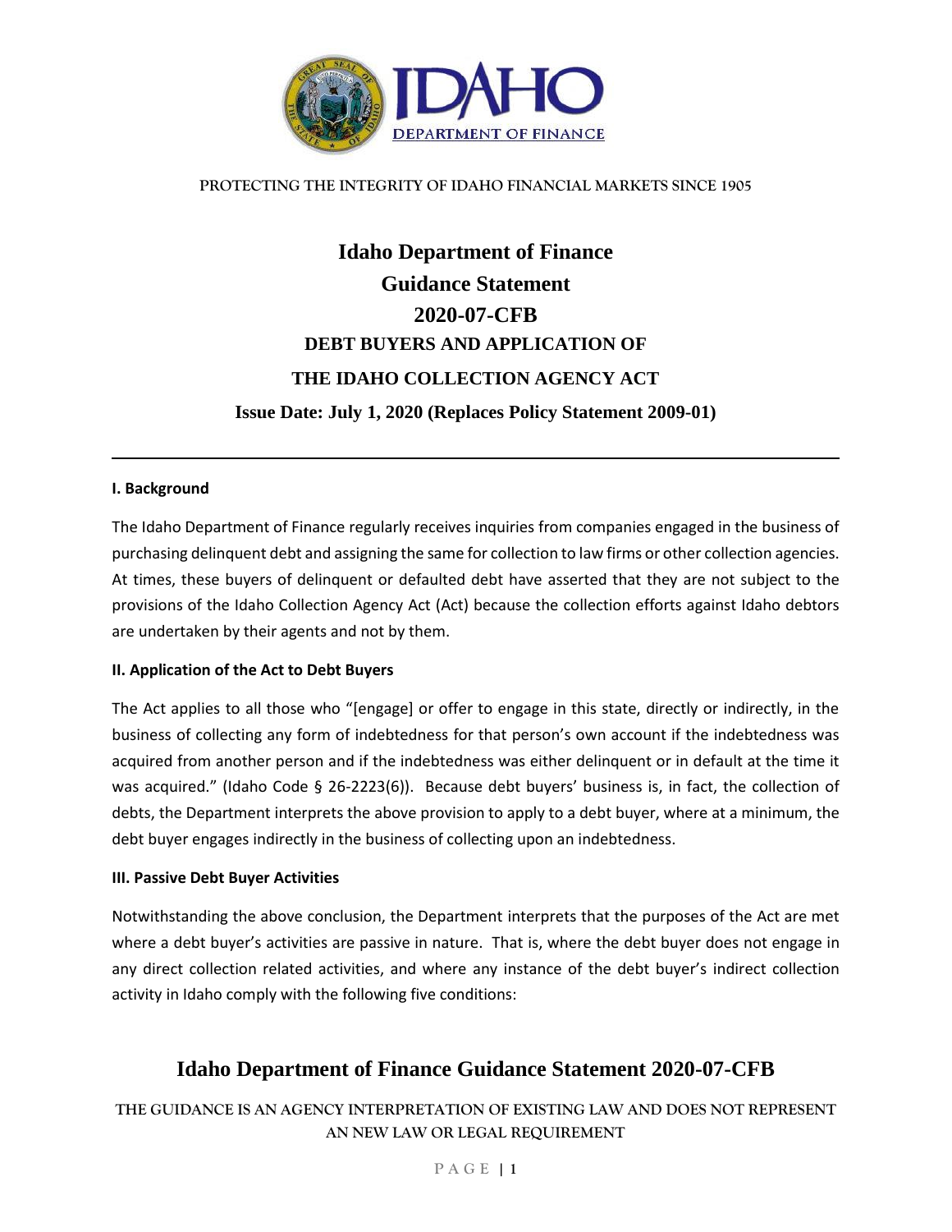PROTECTING THE INTEGRITY OF IDAHO FINANCIAL MARKETS SINCE 1905

# Idaho Department of Finance
# Guidance Statement
# 2020-07-CFB
## DEBT BUYERS AND APPLICATION OF
## THE IDAHO COLLECTION AGENCY ACT
### Issue Date: July 1, 2020 (Replaces Policy Statement 2009-01)

---

**I. Background**

The Idaho Department of Finance regularly receives inquiries from companies engaged in the business of purchasing delinquent debt and assigning the same for collection to law firms or other collection agencies. At times, these buyers of delinquent or defaulted debt have asserted that they are not subject to the provisions of the Idaho Collection Agency Act (Act) because the collection efforts against Idaho debtors are undertaken by their agents and not by them.

**II. Application of the Act to Debt Buyers**

The Act applies to all those who "[engage] or offer to engage in this state, directly or indirectly, in the business of collecting any form of indebtedness for that person's own account if the indebtedness was acquired from another person and if the indebtedness was either delinquent or in default at the time it was acquired." (Idaho Code § 26-2223(6)). Because debt buyers' business is, in fact, the collection of debts, the Department interprets the above provision to apply to a debt buyer, where at a minimum, the debt buyer engages indirectly in the business of collecting upon an indebtedness.

**III. Passive Debt Buyer Activities**

Notwithstanding the above conclusion, the Department interprets that the purposes of the Act are met where a debt buyer's activities are passive in nature. That is, where the debt buyer does not engage in any direct collection related activities, and where any instance of the debt buyer's indirect collection activity in Idaho comply with the following five conditions:

THE GUIDANCE IS AN AGENCY INTERPRETATION OF EXISTING LAW AND DOES NOT REPRESENT AN NEW LAW OR LEGAL REQUIREMENT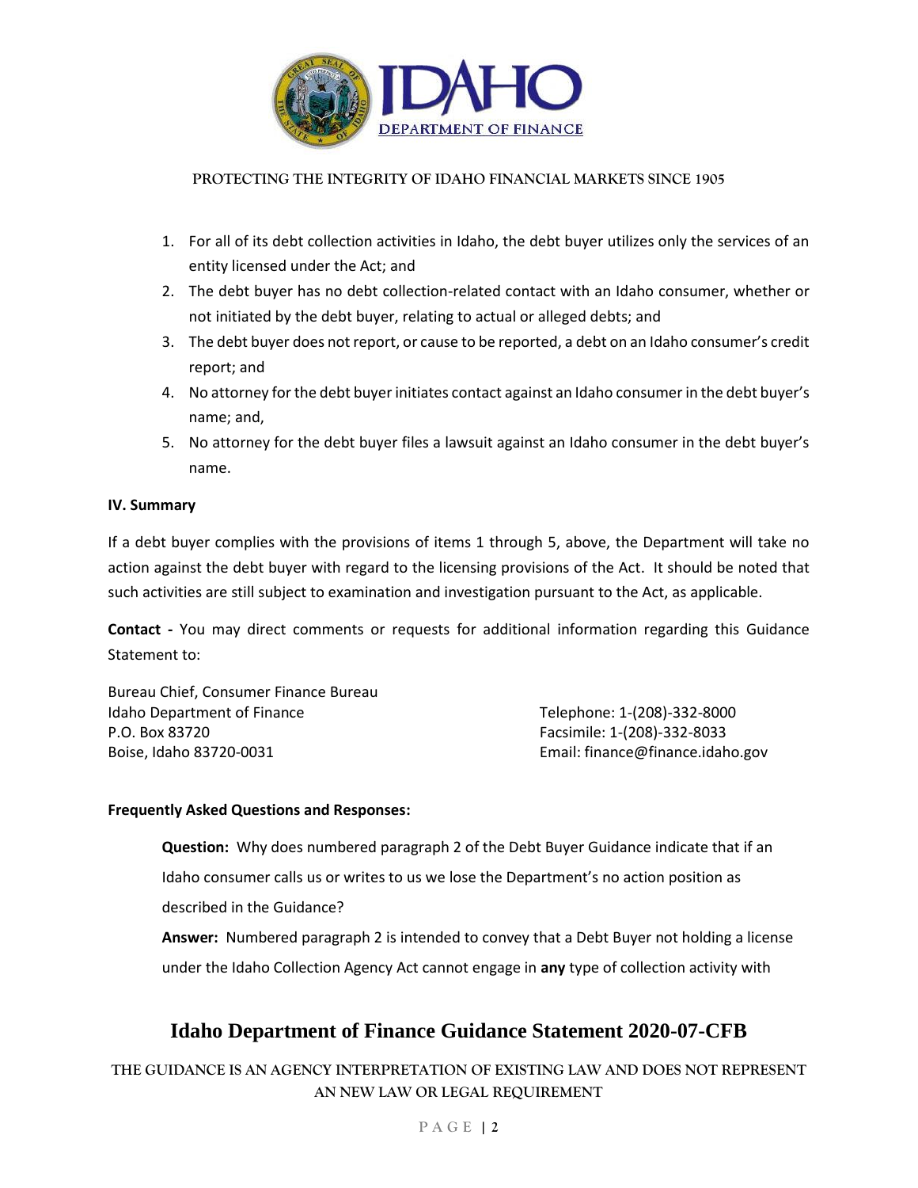1. For all of its debt collection activities in Idaho, the debt buyer utilizes only the services of an entity licensed under the Act; and
2. The debt buyer has no debt collection-related contact with an Idaho consumer, whether or not initiated by the debt buyer, relating to actual or alleged debts; and
3. The debt buyer does not report, or cause to be reported, a debt on an Idaho consumer's credit report; and
4. No attorney for the debt buyer initiates contact against an Idaho consumer in the debt buyer's name; and,
5. No attorney for the debt buyer files a lawsuit against an Idaho consumer in the debt buyer's name.

**IV. Summary**

If a debt buyer complies with the provisions of items 1 through 5, above, the Department will take no action against the debt buyer with regard to the licensing provisions of the Act. It should be noted that such activities are still subject to examination and investigation pursuant to the Act, as applicable.

**Contact -** You may direct comments or requests for additional information regarding this Guidance Statement to:

Bureau Chief, Consumer Finance Bureau
Idaho Department of Finance
P.O. Box 83720
Boise, Idaho 83720-0031

Telephone: 1-(208)-332-8000
Facsimile: 1-(208)-332-8033
Email: finance@finance.idaho.gov

**Frequently Asked Questions and Responses:**

**Question:** Why does numbered paragraph 2 of the Debt Buyer Guidance indicate that if an Idaho consumer calls us or writes to us we lose the Department's no action position as described in the Guidance?

**Answer:** Numbered paragraph 2 is intended to convey that a Debt Buyer not holding a license under the Idaho Collection Agency Act cannot engage in **any** type of collection activity with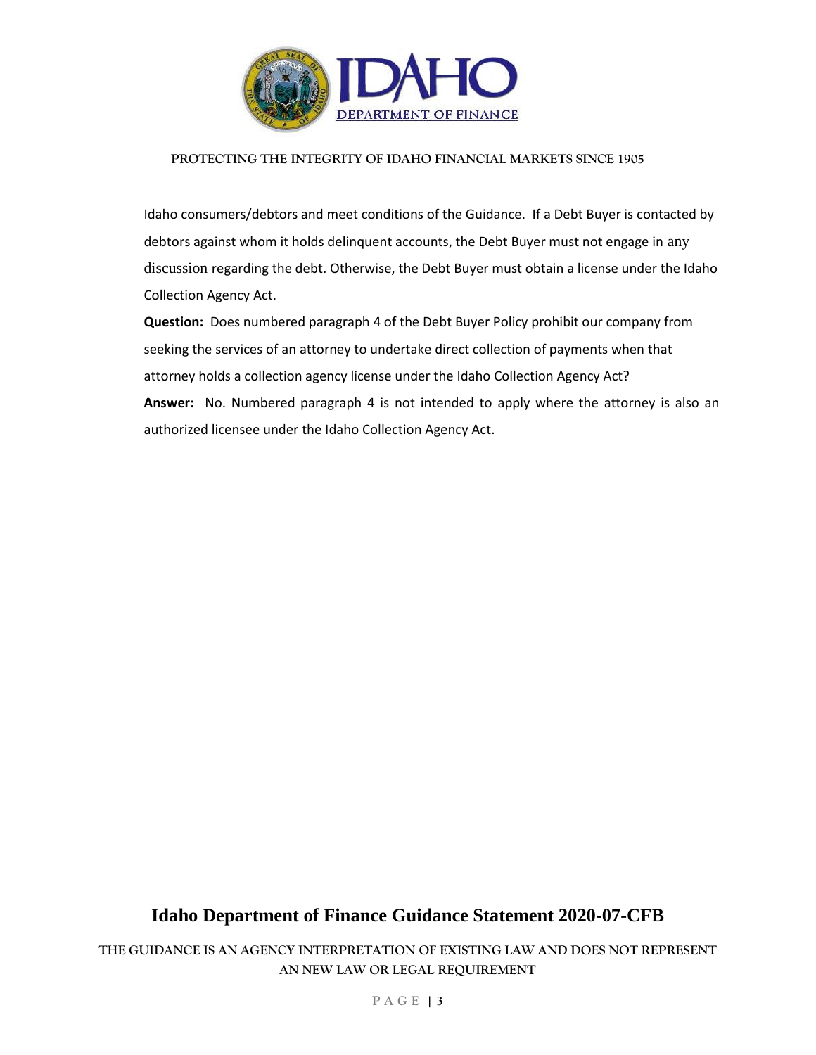Idaho consumers/debtors and meet conditions of the Guidance. If a Debt Buyer is contacted by debtors against whom it holds delinquent accounts, the Debt Buyer must not engage in any discussion regarding the debt. Otherwise, the Debt Buyer must obtain a license under the Idaho Collection Agency Act.

**Question:** Does numbered paragraph 4 of the Debt Buyer Policy prohibit our company from seeking the services of an attorney to undertake direct collection of payments when that attorney holds a collection agency license under the Idaho Collection Agency Act?

**Answer:** No. Numbered paragraph 4 is not intended to apply where the attorney is also an authorized licensee under the Idaho Collection Agency Act.